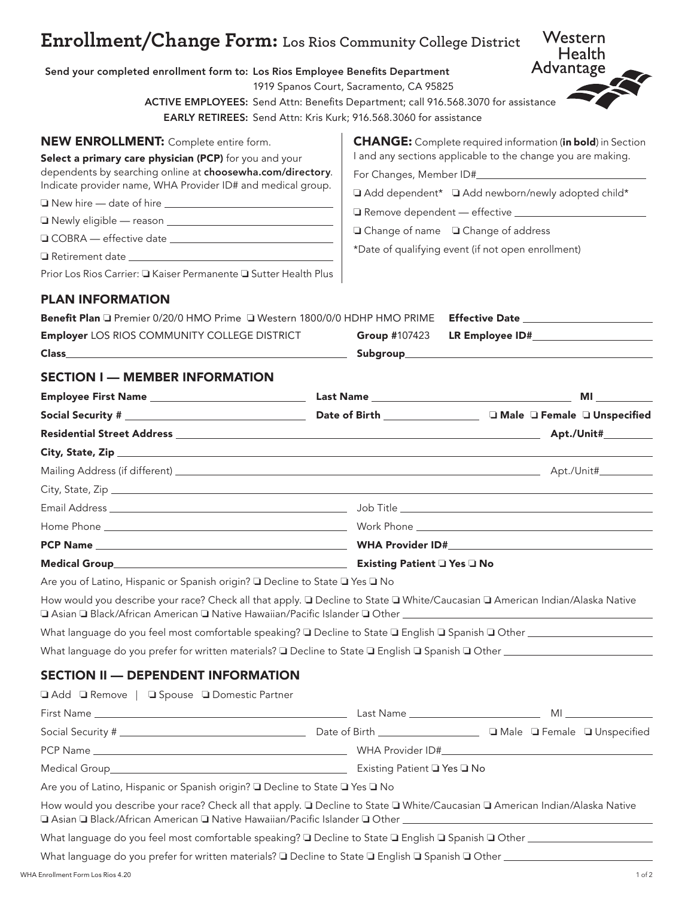# Enrollment/Change Form: Los Rios Community College District

Western Health Advantage

**Send your completed enrollment form to:** Los Rios Employee Benefits Department
1919 Spanos Court, Sacramento, CA 95825
**ACTIVE EMPLOYEES:** Send Attn: Benefits Department; call 916.568.3070 for assistance
**EARLY RETIREES:** Send Attn: Kris Kurk; 916.568.3060 for assistance

## NEW ENROLLMENT: Complete entire form.

**Select a primary care physician (PCP)** for you and your dependents by searching online at **choosewha.com/directory**. Indicate provider name, WHA Provider ID# and medical group.

❑ New hire — date of hire ______________________

❑ Newly eligible — reason ______________________

❑ COBRA — effective date ______________________

❑ Retirement date ______________________

Prior Los Rios Carrier: ❑ Kaiser Permanente ❑ Sutter Health Plus

## CHANGE: Complete required information (**in bold**) in Section I and any sections applicable to the change you are making.

For Changes, Member ID# ______________________

❑ Add dependent* ❑ Add newborn/newly adopted child*

❑ Remove dependent — effective ______________________

❑ Change of name ❑ Change of address

*Date of qualifying event (if not open enrollment)

## PLAN INFORMATION

**Benefit Plan** ❑ Premier 0/20/0 HMO Prime ❑ Western 1800/0/0 HDHP HMO PRIME **Effective Date** ______________________

**Employer** LOS RIOS COMMUNITY COLLEGE DISTRICT **Group #**107423 **LR Employee ID#** ______________________

**Class** ______________________ **Subgroup** ______________________

## SECTION I — MEMBER INFORMATION

**Employee First Name** ______________________ **Last Name** ______________________ **MI** ________

**Social Security #** ______________________ **Date of Birth** ______________ ❑ **Male** ❑ **Female** ❑ **Unspecified**

**Residential Street Address** ______________________ **Apt./Unit#** ________

**City, State, Zip** ______________________

Mailing Address (if different) ______________________ Apt./Unit# ________

City, State, Zip ______________________

Email Address ______________________ Job Title ______________________

Home Phone ______________________ Work Phone ______________________

**PCP Name** ______________________ **WHA Provider ID#** ______________________

**Medical Group** ______________________ **Existing Patient** ❑ **Yes** ❑ **No**

Are you of Latino, Hispanic or Spanish origin? ❑ Decline to State ❑ Yes ❑ No

How would you describe your race? Check all that apply. ❑ Decline to State ❑ White/Caucasian ❑ American Indian/Alaska Native ❑ Asian ❑ Black/African American ❑ Native Hawaiian/Pacific Islander ❑ Other ______________________

What language do you feel most comfortable speaking? ❑ Decline to State ❑ English ❑ Spanish ❑ Other ______________________

What language do you prefer for written materials? ❑ Decline to State ❑ English ❑ Spanish ❑ Other ______________________

## SECTION II — DEPENDENT INFORMATION

❑ Add ❑ Remove | ❑ Spouse ❑ Domestic Partner

First Name ______________________ Last Name ______________________ MI ________

Social Security # ______________________ Date of Birth ______________ ❑ Male ❑ Female ❑ Unspecified

PCP Name ______________________ WHA Provider ID# ______________________

Medical Group ______________________ Existing Patient ❑ Yes ❑ No

Are you of Latino, Hispanic or Spanish origin? ❑ Decline to State ❑ Yes ❑ No

How would you describe your race? Check all that apply. ❑ Decline to State ❑ White/Caucasian ❑ American Indian/Alaska Native ❑ Asian ❑ Black/African American ❑ Native Hawaiian/Pacific Islander ❑ Other ______________________

What language do you feel most comfortable speaking? ❑ Decline to State ❑ English ❑ Spanish ❑ Other ______________________

What language do you prefer for written materials? ❑ Decline to State ❑ English ❑ Spanish ❑ Other ______________________

WHA Enrollment Form Los Rios 4.20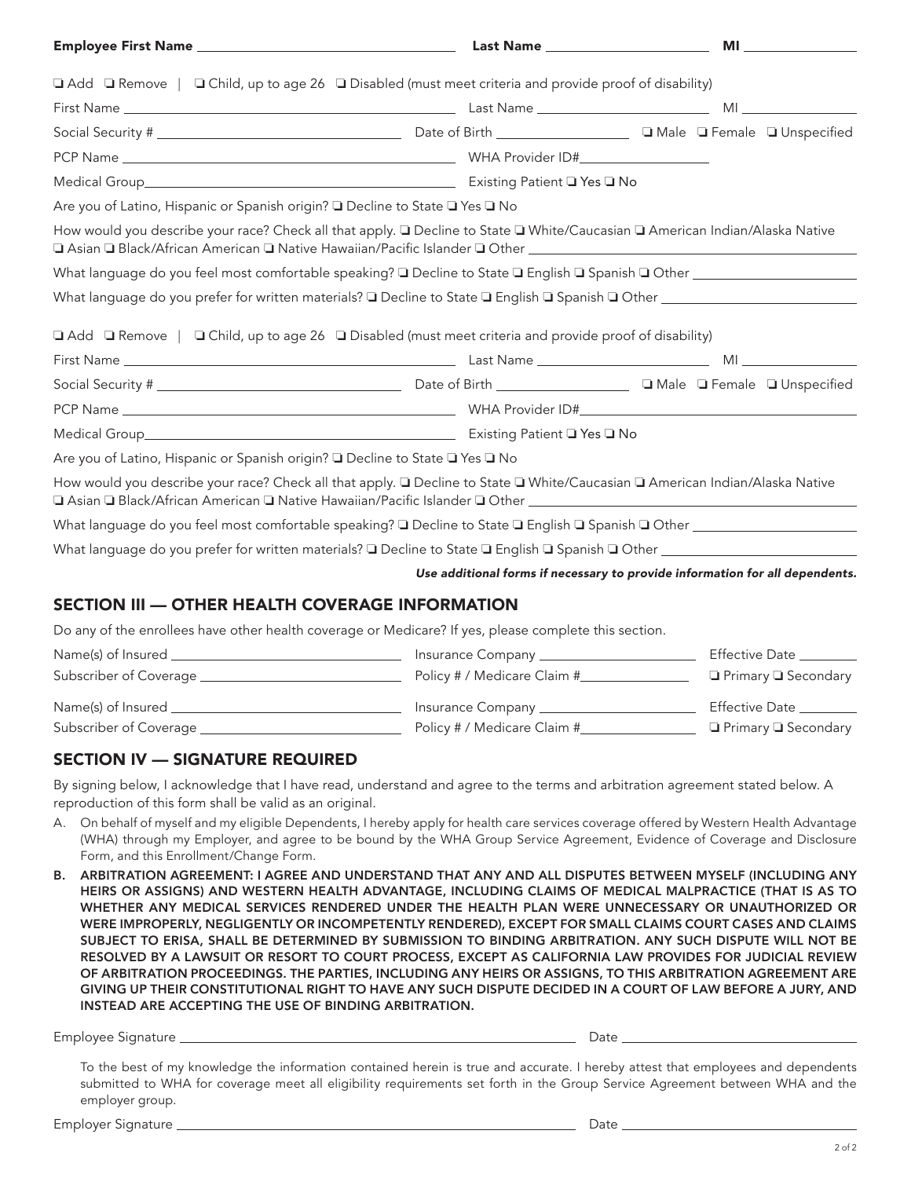**Employee First Name** ______________________ **Last Name** ______________________ **MI** ________

❑ Add ❑ Remove | ❑ Child, up to age 26 ❑ Disabled (must meet criteria and provide proof of disability)

First Name ______________________ Last Name ______________________ MI ________

Social Security # ______________________ Date of Birth ______________ ❑ Male ❑ Female ❑ Unspecified

PCP Name ______________________ WHA Provider ID# ______________

Medical Group ______________________ Existing Patient ❑ Yes ❑ No

Are you of Latino, Hispanic or Spanish origin? ❑ Decline to State ❑ Yes ❑ No

How would you describe your race? Check all that apply. ❑ Decline to State ❑ White/Caucasian ❑ American Indian/Alaska Native ❑ Asian ❑ Black/African American ❑ Native Hawaiian/Pacific Islander ❑ Other ______________________

What language do you feel most comfortable speaking? ❑ Decline to State ❑ English ❑ Spanish ❑ Other ______________

What language do you prefer for written materials? ❑ Decline to State ❑ English ❑ Spanish ❑ Other ______________

❑ Add ❑ Remove | ❑ Child, up to age 26 ❑ Disabled (must meet criteria and provide proof of disability)

First Name ______________________ Last Name ______________________ MI ________

Social Security # ______________________ Date of Birth ______________ ❑ Male ❑ Female ❑ Unspecified

PCP Name ______________________ WHA Provider ID# ______________

Medical Group ______________________ Existing Patient ❑ Yes ❑ No

Are you of Latino, Hispanic or Spanish origin? ❑ Decline to State ❑ Yes ❑ No

How would you describe your race? Check all that apply. ❑ Decline to State ❑ White/Caucasian ❑ American Indian/Alaska Native ❑ Asian ❑ Black/African American ❑ Native Hawaiian/Pacific Islander ❑ Other ______________________

What language do you feel most comfortable speaking? ❑ Decline to State ❑ English ❑ Spanish ❑ Other ______________

What language do you prefer for written materials? ❑ Decline to State ❑ English ❑ Spanish ❑ Other ______________

***Use additional forms if necessary to provide information for all dependents.***

## SECTION III — OTHER HEALTH COVERAGE INFORMATION

Do any of the enrollees have other health coverage or Medicare? If yes, please complete this section.

Name(s) of Insured ______________________ Insurance Company ______________________ Effective Date ________

Subscriber of Coverage ______________________ Policy # / Medicare Claim # ______________ ❑ Primary ❑ Secondary

Name(s) of Insured ______________________ Insurance Company ______________________ Effective Date ________

Subscriber of Coverage ______________________ Policy # / Medicare Claim # ______________ ❑ Primary ❑ Secondary

## SECTION IV — SIGNATURE REQUIRED

By signing below, I acknowledge that I have read, understand and agree to the terms and arbitration agreement stated below. A reproduction of this form shall be valid as an original.

A. On behalf of myself and my eligible Dependents, I hereby apply for health care services coverage offered by Western Health Advantage (WHA) through my Employer, and agree to be bound by the WHA Group Service Agreement, Evidence of Coverage and Disclosure Form, and this Enrollment/Change Form.

B. **ARBITRATION AGREEMENT: I AGREE AND UNDERSTAND THAT ANY AND ALL DISPUTES BETWEEN MYSELF (INCLUDING ANY HEIRS OR ASSIGNS) AND WESTERN HEALTH ADVANTAGE, INCLUDING CLAIMS OF MEDICAL MALPRACTICE (THAT IS AS TO WHETHER ANY MEDICAL SERVICES RENDERED UNDER THE HEALTH PLAN WERE UNNECESSARY OR UNAUTHORIZED OR WERE IMPROPERLY, NEGLIGENTLY OR INCOMPETENTLY RENDERED), EXCEPT FOR SMALL CLAIMS COURT CASES AND CLAIMS SUBJECT TO ERISA, SHALL BE DETERMINED BY SUBMISSION TO BINDING ARBITRATION. ANY SUCH DISPUTE WILL NOT BE RESOLVED BY A LAWSUIT OR RESORT TO COURT PROCESS, EXCEPT AS CALIFORNIA LAW PROVIDES FOR JUDICIAL REVIEW OF ARBITRATION PROCEEDINGS. THE PARTIES, INCLUDING ANY HEIRS OR ASSIGNS, TO THIS ARBITRATION AGREEMENT ARE GIVING UP THEIR CONSTITUTIONAL RIGHT TO HAVE ANY SUCH DISPUTE DECIDED IN A COURT OF LAW BEFORE A JURY, AND INSTEAD ARE ACCEPTING THE USE OF BINDING ARBITRATION.**

Employee Signature ______________________________ Date ______________

To the best of my knowledge the information contained herein is true and accurate. I hereby attest that employees and dependents submitted to WHA for coverage meet all eligibility requirements set forth in the Group Service Agreement between WHA and the employer group.

Employer Signature ______________________________ Date ______________